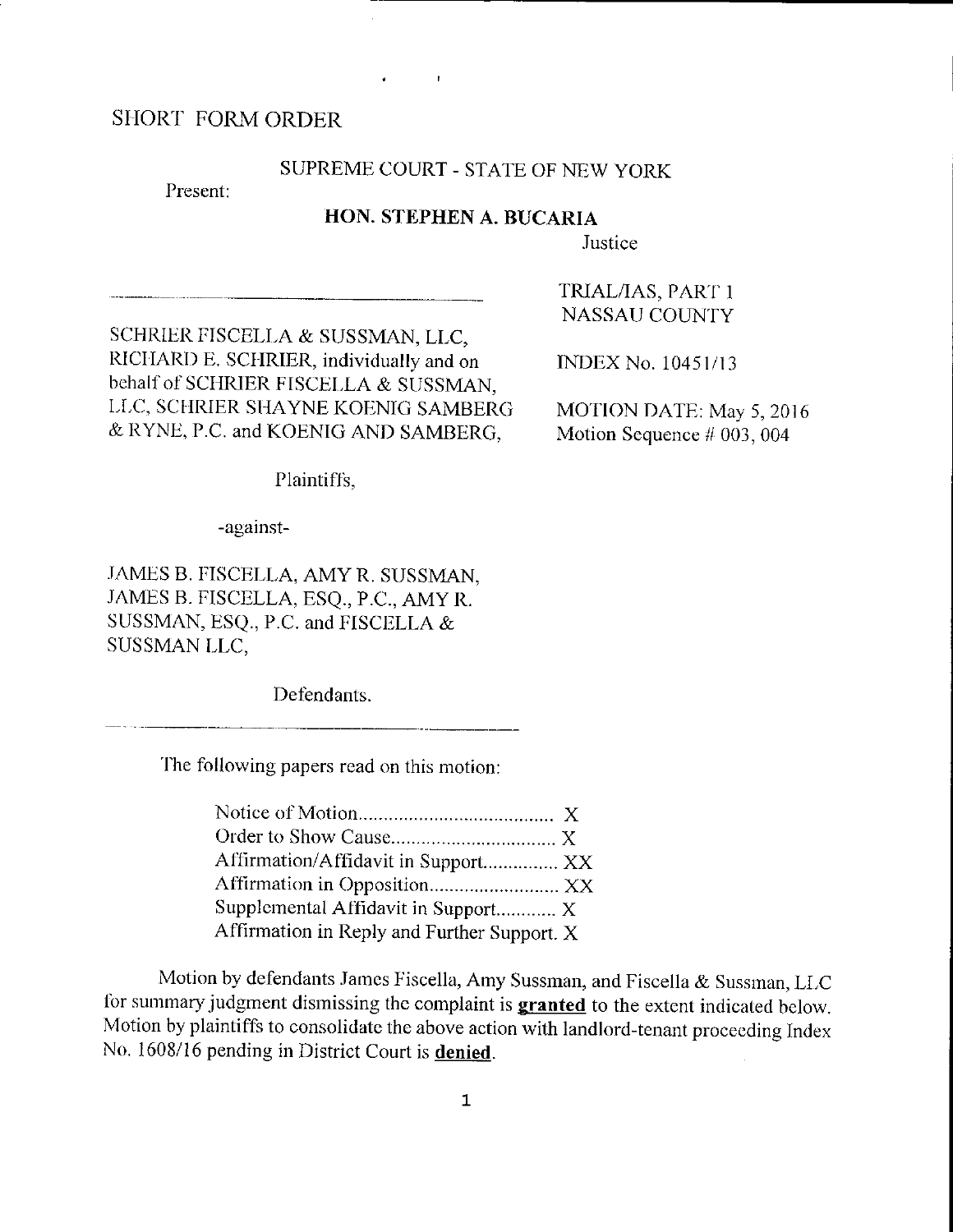SHORT FORM ORDER

SUPREME COURT - STATE OF NEW YORK

Present:

**HON. STEPHEN A. BUCARIA**

Justice

TRIAL/IAS, PART 1
NASSAU COUNTY

SCHRIER FISCELLA & SUSSMAN, LLC, RICHARD E. SCHRIER, individually and on behalf of SCHRIER FISCELLA & SUSSMAN, LLC, SCHRIER SHAYNE KOENIG SAMBERG & RYNE, P.C. and KOENIG AND SAMBERG,

Plaintiffs,

-against-

JAMES B. FISCELLA, AMY R. SUSSMAN, JAMES B. FISCELLA, ESQ., P.C., AMY R. SUSSMAN, ESQ., P.C. and FISCELLA & SUSSMAN LLC,

Defendants.

INDEX No. 10451/13

MOTION DATE: May 5, 2016
Motion Sequence # 003, 004

The following papers read on this motion:

Notice of Motion....................................... X
Order to Show Cause................................ X
Affirmation/Affidavit in Support.............. XX
Affirmation in Opposition......................... XX
Supplemental Affidavit in Support........... X
Affirmation in Reply and Further Support. X

Motion by defendants James Fiscella, Amy Sussman, and Fiscella & Sussman, LLC for summary judgment dismissing the complaint is **granted** to the extent indicated below. Motion by plaintiffs to consolidate the above action with landlord-tenant proceeding Index No. 1608/16 pending in District Court is **denied**.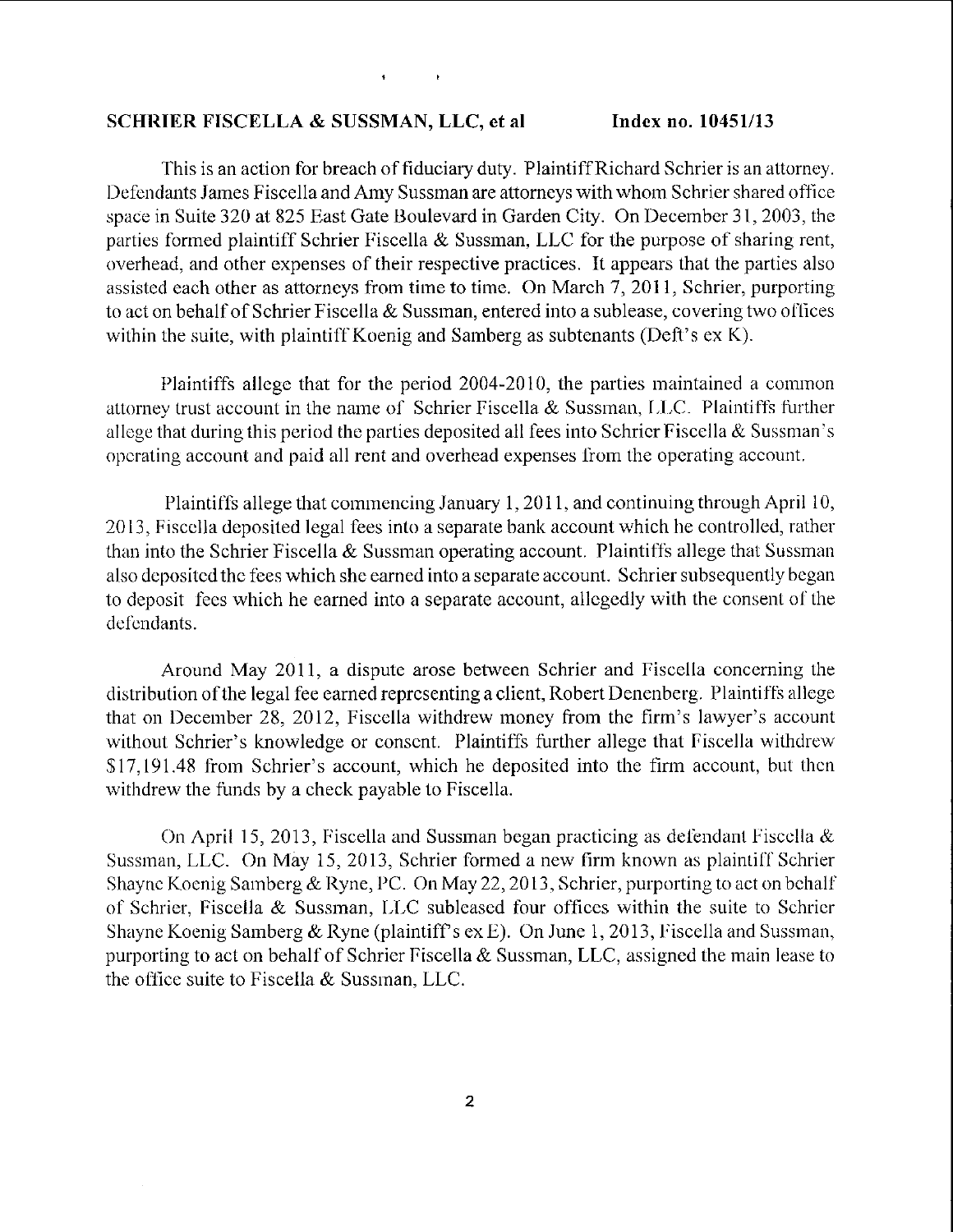**SCHRIER FISCELLA & SUSSMAN, LLC, et al Index no. 10451/13**

This is an action for breach of fiduciary duty. Plaintiff Richard Schrier is an attorney. Defendants James Fiscella and Amy Sussman are attorneys with whom Schrier shared office space in Suite 320 at 825 East Gate Boulevard in Garden City. On December 31, 2003, the parties formed plaintiff Schrier Fiscella & Sussman, LLC for the purpose of sharing rent, overhead, and other expenses of their respective practices. It appears that the parties also assisted each other as attorneys from time to time. On March 7, 2011, Schrier, purporting to act on behalf of Schrier Fiscella & Sussman, entered into a sublease, covering two offices within the suite, with plaintiff Koenig and Samberg as subtenants (Deft's ex K).

Plaintiffs allege that for the period 2004-2010, the parties maintained a common attorney trust account in the name of Schrier Fiscella & Sussman, LLC. Plaintiffs further allege that during this period the parties deposited all fees into Schrier Fiscella & Sussman's operating account and paid all rent and overhead expenses from the operating account.

Plaintiffs allege that commencing January 1, 2011, and continuing through April 10, 2013, Fiscella deposited legal fees into a separate bank account which he controlled, rather than into the Schrier Fiscella & Sussman operating account. Plaintiffs allege that Sussman also deposited the fees which she earned into a separate account. Schrier subsequently began to deposit fees which he earned into a separate account, allegedly with the consent of the defendants.

Around May 2011, a dispute arose between Schrier and Fiscella concerning the distribution of the legal fee earned representing a client, Robert Denenberg. Plaintiffs allege that on December 28, 2012, Fiscella withdrew money from the firm's lawyer's account without Schrier's knowledge or consent. Plaintiffs further allege that Fiscella withdrew $17,191.48 from Schrier's account, which he deposited into the firm account, but then withdrew the funds by a check payable to Fiscella.

On April 15, 2013, Fiscella and Sussman began practicing as defendant Fiscella & Sussman, LLC. On May 15, 2013, Schrier formed a new firm known as plaintiff Schrier Shayne Koenig Samberg & Ryne, PC. On May 22, 2013, Schrier, purporting to act on behalf of Schrier, Fiscella & Sussman, LLC subleased four offices within the suite to Schrier Shayne Koenig Samberg & Ryne (plaintiff's ex E). On June 1, 2013, Fiscella and Sussman, purporting to act on behalf of Schrier Fiscella & Sussman, LLC, assigned the main lease to the office suite to Fiscella & Sussman, LLC.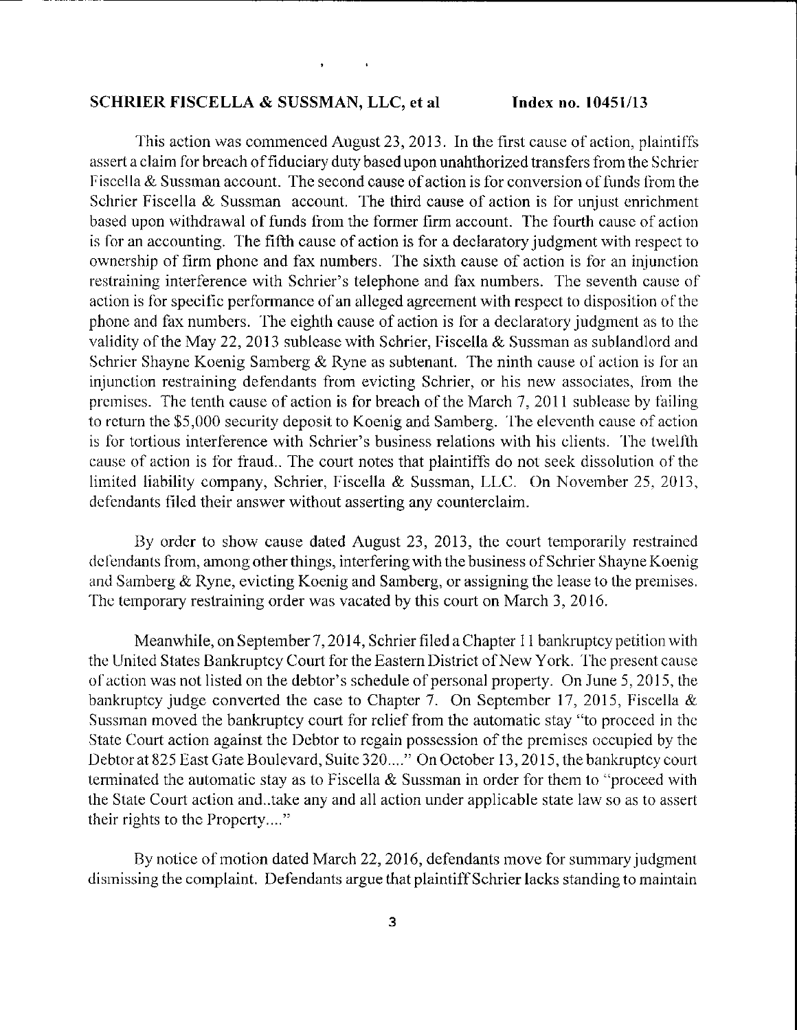**SCHRIER FISCELLA & SUSSMAN, LLC, et al Index no. 10451/13**

This action was commenced August 23, 2013. In the first cause of action, plaintiffs assert a claim for breach of fiduciary duty based upon unahthorized transfers from the Schrier Fiscella & Sussman account. The second cause of action is for conversion of funds from the Schrier Fiscella & Sussman account. The third cause of action is for unjust enrichment based upon withdrawal of funds from the former firm account. The fourth cause of action is for an accounting. The fifth cause of action is for a declaratory judgment with respect to ownership of firm phone and fax numbers. The sixth cause of action is for an injunction restraining interference with Schrier's telephone and fax numbers. The seventh cause of action is for specific performance of an alleged agreement with respect to disposition of the phone and fax numbers. The eighth cause of action is for a declaratory judgment as to the validity of the May 22, 2013 sublease with Schrier, Fiscella & Sussman as sublandlord and Schrier Shayne Koenig Samberg & Ryne as subtenant. The ninth cause of action is for an injunction restraining defendants from evicting Schrier, or his new associates, from the premises. The tenth cause of action is for breach of the March 7, 2011 sublease by failing to return the $5,000 security deposit to Koenig and Samberg. The eleventh cause of action is for tortious interference with Schrier's business relations with his clients. The twelfth cause of action is for fraud.. The court notes that plaintiffs do not seek dissolution of the limited liability company, Schrier, Fiscella & Sussman, LLC. On November 25, 2013, defendants filed their answer without asserting any counterclaim.

By order to show cause dated August 23, 2013, the court temporarily restrained defendants from, among other things, interfering with the business of Schrier Shayne Koenig and Samberg & Ryne, evicting Koenig and Samberg, or assigning the lease to the premises. The temporary restraining order was vacated by this court on March 3, 2016.

Meanwhile, on September 7, 2014, Schrier filed a Chapter 11 bankruptcy petition with the United States Bankruptcy Court for the Eastern District of New York. The present cause of action was not listed on the debtor's schedule of personal property. On June 5, 2015, the bankruptcy judge converted the case to Chapter 7. On September 17, 2015, Fiscella & Sussman moved the bankruptcy court for relief from the automatic stay "to proceed in the State Court action against the Debtor to regain possession of the premises occupied by the Debtor at 825 East Gate Boulevard, Suite 320...." On October 13, 2015, the bankruptcy court terminated the automatic stay as to Fiscella & Sussman in order for them to "proceed with the State Court action and..take any and all action under applicable state law so as to assert their rights to the Property...."

By notice of motion dated March 22, 2016, defendants move for summary judgment dismissing the complaint. Defendants argue that plaintiff Schrier lacks standing to maintain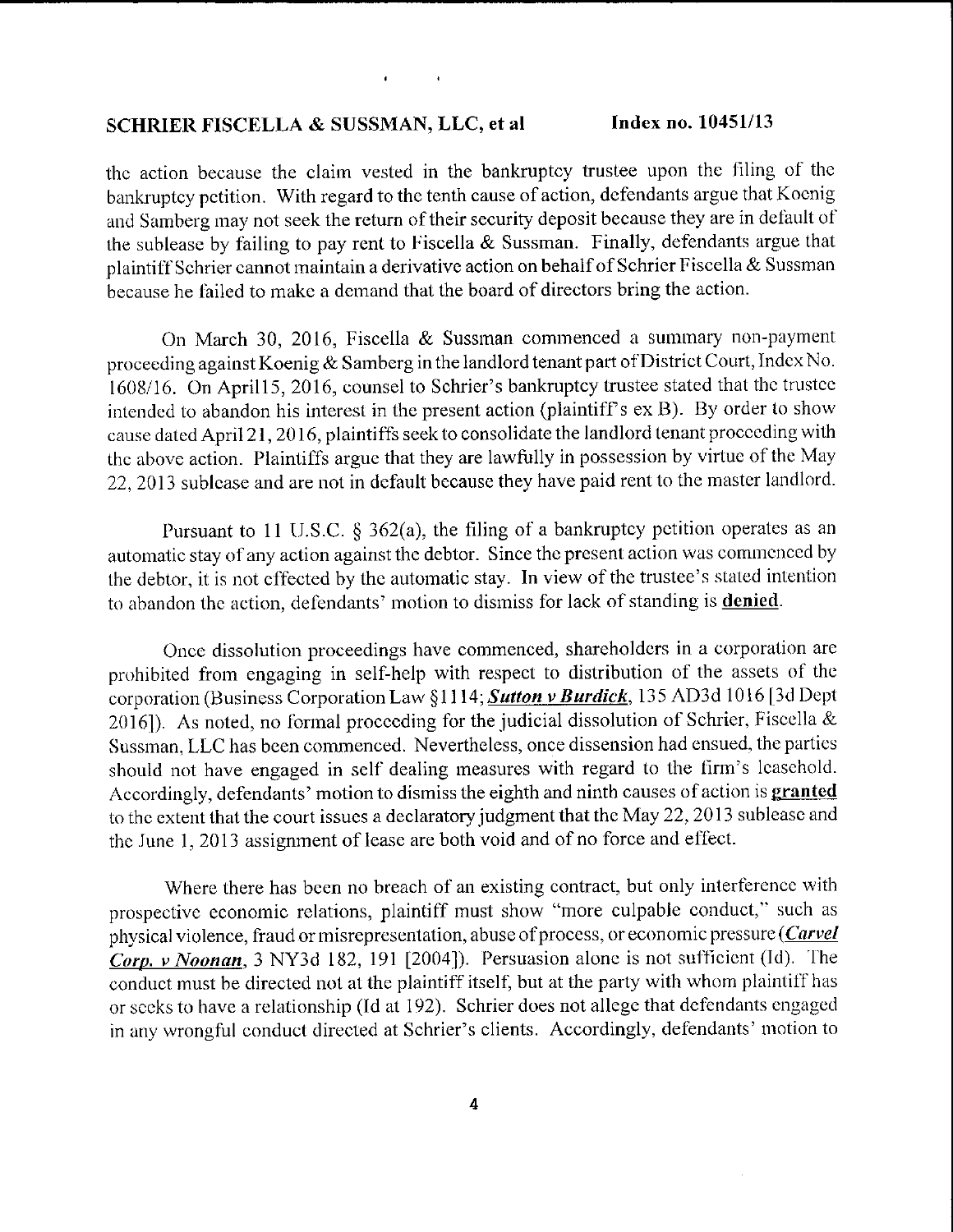the action because the claim vested in the bankruptcy trustee upon the filing of the bankruptcy petition. With regard to the tenth cause of action, defendants argue that Koenig and Samberg may not seek the return of their security deposit because they are in default of the sublease by failing to pay rent to Fiscella & Sussman. Finally, defendants argue that plaintiff Schrier cannot maintain a derivative action on behalf of Schrier Fiscella & Sussman because he failed to make a demand that the board of directors bring the action.

On March 30, 2016, Fiscella & Sussman commenced a summary non-payment proceeding against Koenig & Samberg in the landlord tenant part of District Court, Index No. 1608/16. On April15, 2016, counsel to Schrier's bankruptcy trustee stated that the trustee intended to abandon his interest in the present action (plaintiff's ex B). By order to show cause dated April 21, 2016, plaintiffs seek to consolidate the landlord tenant proceeding with the above action. Plaintiffs argue that they are lawfully in possession by virtue of the May 22, 2013 sublease and are not in default because they have paid rent to the master landlord.

Pursuant to 11 U.S.C. § 362(a), the filing of a bankruptcy petition operates as an automatic stay of any action against the debtor. Since the present action was commenced by the debtor, it is not effected by the automatic stay. In view of the trustee's stated intention to abandon the action, defendants' motion to dismiss for lack of standing is **denied**.

Once dissolution proceedings have commenced, shareholders in a corporation are prohibited from engaging in self-help with respect to distribution of the assets of the corporation (Business Corporation Law §1114; ***Sutton v Burdick***, 135 AD3d 1016 [3d Dept 2016]). As noted, no formal proceeding for the judicial dissolution of Schrier, Fiscella & Sussman, LLC has been commenced. Nevertheless, once dissension had ensued, the parties should not have engaged in self dealing measures with regard to the firm's leasehold. Accordingly, defendants' motion to dismiss the eighth and ninth causes of action is **granted** to the extent that the court issues a declaratory judgment that the May 22, 2013 sublease and the June 1, 2013 assignment of lease are both void and of no force and effect.

Where there has been no breach of an existing contract, but only interference with prospective economic relations, plaintiff must show "more culpable conduct," such as physical violence, fraud or misrepresentation, abuse of process, or economic pressure (***Carvel Corp. v Noonan***, 3 NY3d 182, 191 [2004]). Persuasion alone is not sufficient (Id). The conduct must be directed not at the plaintiff itself, but at the party with whom plaintiff has or seeks to have a relationship (Id at 192). Schrier does not allege that defendants engaged in any wrongful conduct directed at Schrier's clients. Accordingly, defendants' motion to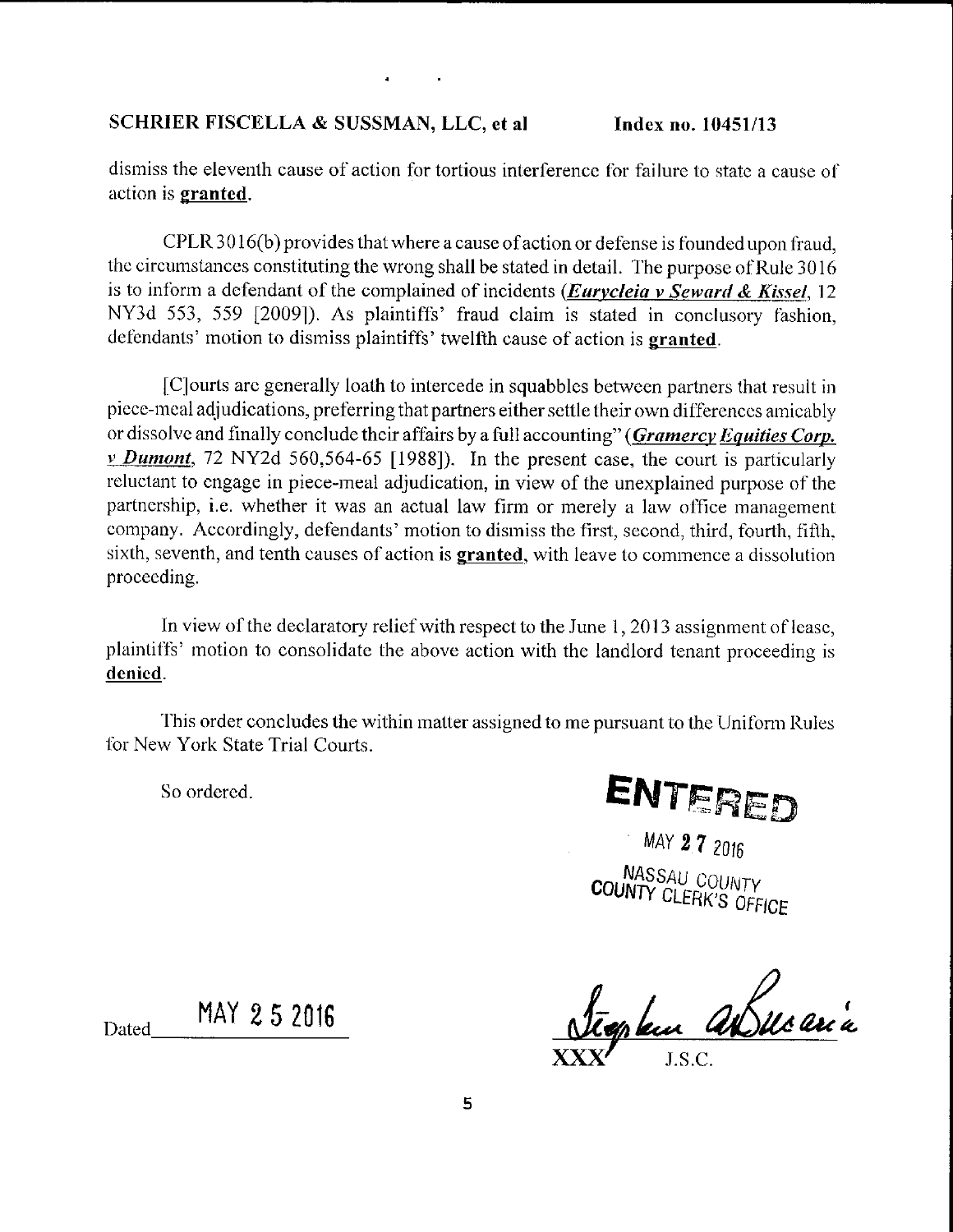dismiss the eleventh cause of action for tortious interference for failure to state a cause of action is **granted**.

CPLR 3016(b) provides that where a cause of action or defense is founded upon fraud, the circumstances constituting the wrong shall be stated in detail. The purpose of Rule 3016 is to inform a defendant of the complained of incidents (***Eurycleia v Seward & Kissel***, 12 NY3d 553, 559 [2009]). As plaintiffs' fraud claim is stated in conclusory fashion, defendants' motion to dismiss plaintiffs' twelfth cause of action is **granted**.

[C]ourts are generally loath to intercede in squabbles between partners that result in piece-meal adjudications, preferring that partners either settle their own differences amicably or dissolve and finally conclude their affairs by a full accounting" (***Gramercy Equities Corp. v Dumont***, 72 NY2d 560,564-65 [1988]). In the present case, the court is particularly reluctant to engage in piece-meal adjudication, in view of the unexplained purpose of the partnership, i.e. whether it was an actual law firm or merely a law office management company. Accordingly, defendants' motion to dismiss the first, second, third, fourth, fifth, sixth, seventh, and tenth causes of action is **granted**, with leave to commence a dissolution proceeding.

In view of the declaratory relief with respect to the June 1, 2013 assignment of lease, plaintiffs' motion to consolidate the above action with the landlord tenant proceeding is **denied**.

This order concludes the within matter assigned to me pursuant to the Uniform Rules for New York State Trial Courts.

So ordered.

**ENTERED**

MAY 27 2016

NASSAU COUNTY
COUNTY CLERK'S OFFICE

Dated MAY 25 2016

XXX J.S.C.